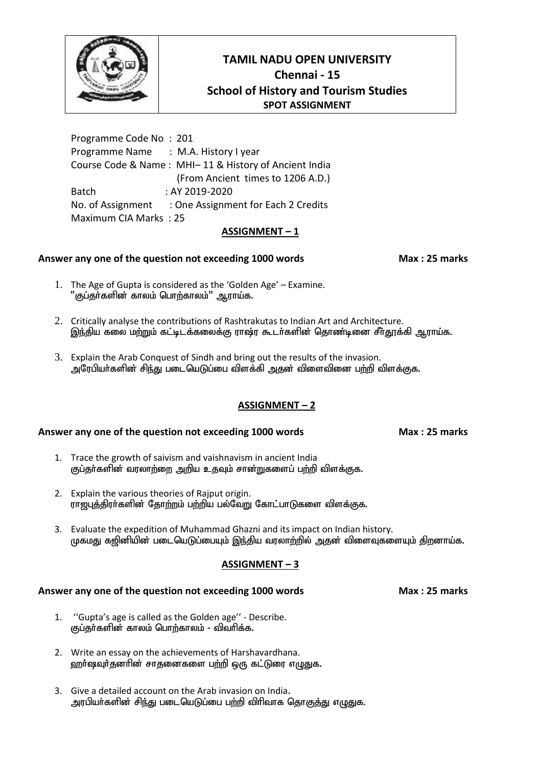# TAMIL NADU OPEN UNIVERSITY

## Chennai - 15

## School of History and Tourism Studies

**SPOT ASSIGNMENT**

Programme Code No : 201
Programme Name : M.A. History I year
Course Code & Name : MHI– 11 & History of Ancient India (From Ancient times to 1206 A.D.)
Batch : AY 2019-2020
No. of Assignment : One Assignment for Each 2 Credits
Maximum CIA Marks : 25

## ASSIGNMENT – 1

**Answer any one of the question not exceeding 1000 words** **Max : 25 marks**

1. The Age of Gupta is considered as the 'Golden Age' – Examine.
   "குப்தர்களின் காலம் பொற்காலம்" ஆராய்க.

2. Critically analyse the contributions of Rashtrakutas to Indian Art and Architecture.
   இந்திய கலை மற்றும் கட்டிடக்கலைக்கு ராஷ்ர கூடர்களின் தொண்டினை சீர்தூக்கி ஆராய்க.

3. Explain the Arab Conquest of Sindh and bring out the results of the invasion.
   அரேபியர்களின் சிந்து படையெடுப்பை விளக்கி அதன் விளைவினை பற்றி விளக்குக.

## ASSIGNMENT – 2

**Answer any one of the question not exceeding 1000 words** **Max : 25 marks**

1. Trace the growth of saivism and vaishnavism in ancient India
   குப்தர்களின் வரலாற்றை அறிய உதவும் சான்றுகளைப் பற்றி விளக்குக.

2. Explain the various theories of Rajput origin.
   ராஜபுத்திரர்களின் தோற்றம் பற்றிய பல்வேறு கோட்பாடுகளை விளக்குக.

3. Evaluate the expedition of Muhammad Ghazni and its impact on Indian history.
   முகமது கஜினியின் படையெடுப்பையும் இந்திய வரலாற்றில் அதன் விளைவுகளையும் திறனாய்க.

## ASSIGNMENT – 3

**Answer any one of the question not exceeding 1000 words** **Max : 25 marks**

1. ''Gupta's age is called as the Golden age'' - Describe.
   குப்தர்களின் காலம் பொற்காலம் - விவரிக்க.

2. Write an essay on the achievements of Harshavardhana.
   ஹர்ஷவுர்தனரின் சாதனைகளை பற்றி ஒரு கட்டுரை எழுதுக.

3. Give a detailed account on the Arab invasion on India.
   அரபியர்களின் சிந்து படையெடுப்பை பற்றி விரிவாக தொகுத்து எழுதுக.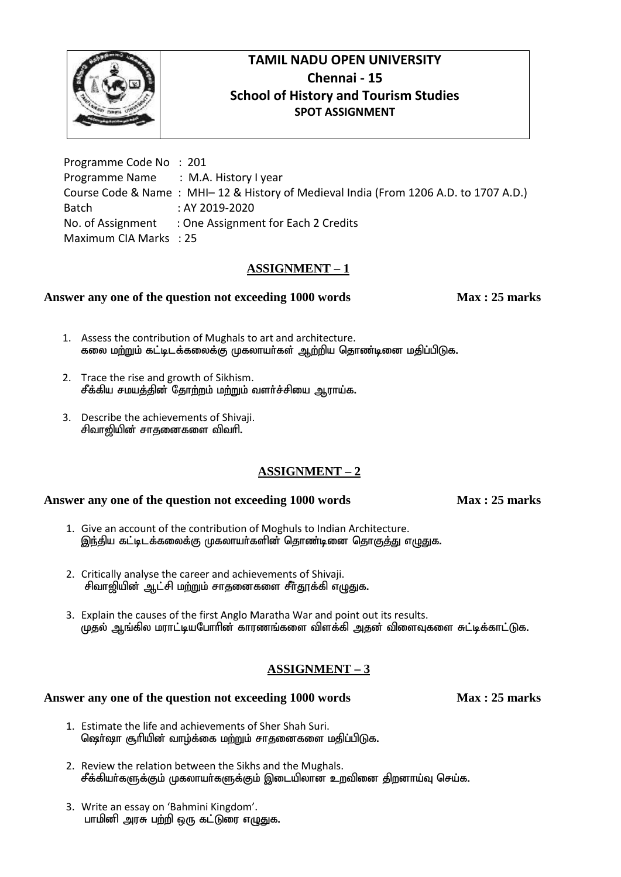# TAMIL NADU OPEN UNIVERSITY
## Chennai - 15
## School of History and Tourism Studies
### SPOT ASSIGNMENT

Programme Code No : 201
Programme Name : M.A. History I year
Course Code & Name : MHI– 12 & History of Medieval India (From 1206 A.D. to 1707 A.D.)
Batch : AY 2019-2020
No. of Assignment : One Assignment for Each 2 Credits
Maximum CIA Marks : 25

## ASSIGNMENT – 1

**Answer any one of the question not exceeding 1000 words** **Max : 25 marks**

1. Assess the contribution of Mughals to art and architecture.
   கலை மற்றும் கட்டிடக்கலைக்கு முகலாயர்கள் ஆற்றிய தொண்டினை மதிப்பிடுக.

2. Trace the rise and growth of Sikhism.
   சீக்கிய சமயத்தின் தோற்றம் மற்றும் வளர்ச்சியை ஆராய்க.

3. Describe the achievements of Shivaji.
   சிவாஜியின் சாதனைகளை விவரி.

## ASSIGNMENT – 2

**Answer any one of the question not exceeding 1000 words** **Max : 25 marks**

1. Give an account of the contribution of Moghuls to Indian Architecture.
   இந்திய கட்டிடக்கலைக்கு முகலாயர்களின் தொண்டினை தொகுத்து எழுதுக.

2. Critically analyse the career and achievements of Shivaji.
   சிவாஜியின் ஆட்சி மற்றும் சாதனைகளை சீர்தூக்கி எழுதுக.

3. Explain the causes of the first Anglo Maratha War and point out its results.
   முதல் ஆங்கில மராட்டியபோரின் காரணங்களை விளக்கி அதன் விளைவுகளை சுட்டிக்காட்டுக.

## ASSIGNMENT – 3

**Answer any one of the question not exceeding 1000 words** **Max : 25 marks**

1. Estimate the life and achievements of Sher Shah Suri.
   ஷெர்ஷா சூரியின் வாழ்க்கை மற்றும் சாதனைகளை மதிப்பிடுக.

2. Review the relation between the Sikhs and the Mughals.
   சீக்கியர்களுக்கும் முகலாயர்களுக்கும் இடையிலான உறவினை திறனாய்வு செய்க.

3. Write an essay on 'Bahmini Kingdom'.
   பாமினி அரசு பற்றி ஒரு கட்டுரை எழுதுக.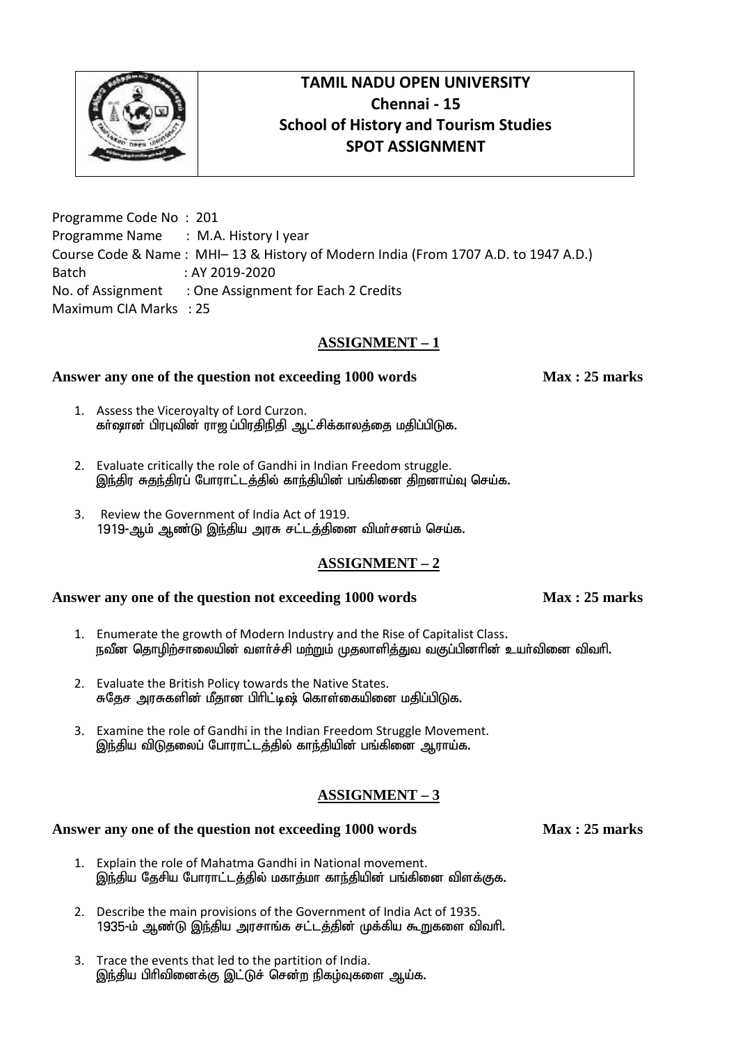# TAMIL NADU OPEN UNIVERSITY
## Chennai - 15
## School of History and Tourism Studies
## SPOT ASSIGNMENT

Programme Code No : 201
Programme Name : M.A. History I year
Course Code & Name : MHI– 13 & History of Modern India (From 1707 A.D. to 1947 A.D.)
Batch : AY 2019-2020
No. of Assignment : One Assignment for Each 2 Credits
Maximum CIA Marks : 25

### ASSIGNMENT – 1

**Answer any one of the question not exceeding 1000 words** **Max : 25 marks**

1. Assess the Viceroyalty of Lord Curzon.
   கர்ஷான் பிரபுவின் ராஜப்பிரதிநிதி ஆட்சிக்காலத்தை மதிப்பிடுக.

2. Evaluate critically the role of Gandhi in Indian Freedom struggle.
   இந்திர சுதந்திரப் போராட்டத்தில் காந்தியின் பங்கினை திறனாய்வு செய்க.

3. Review the Government of India Act of 1919.
   1919-ஆம் ஆண்டு இந்திய அரசு சட்டத்தினை விமர்சனம் செய்க.

### ASSIGNMENT – 2

**Answer any one of the question not exceeding 1000 words** **Max : 25 marks**

1. Enumerate the growth of Modern Industry and the Rise of Capitalist Class.
   நவீன தொழிற்சாலையின் வளர்ச்சி மற்றும் முதலாளித்துவ வகுப்பினரின் உயர்வினை விவரி.

2. Evaluate the British Policy towards the Native States.
   சுதேச அரசுகளின் மீதான பிரிட்டிஷ் கொள்கையினை மதிப்பிடுக.

3. Examine the role of Gandhi in the Indian Freedom Struggle Movement.
   இந்திய விடுதலைப் போராட்டத்தில் காந்தியின் பங்கினை ஆராய்க.

### ASSIGNMENT – 3

**Answer any one of the question not exceeding 1000 words** **Max : 25 marks**

1. Explain the role of Mahatma Gandhi in National movement.
   இந்திய தேசிய போராட்டத்தில் மகாத்மா காந்தியின் பங்கினை விளக்குக.

2. Describe the main provisions of the Government of India Act of 1935.
   1935-ம் ஆண்டு இந்திய அரசாங்க சட்டத்தின் முக்கிய கூறுகளை விவரி.

3. Trace the events that led to the partition of India.
   இந்திய பிரிவினைக்கு இட்டுச் சென்ற நிகழ்வுகளை ஆய்க.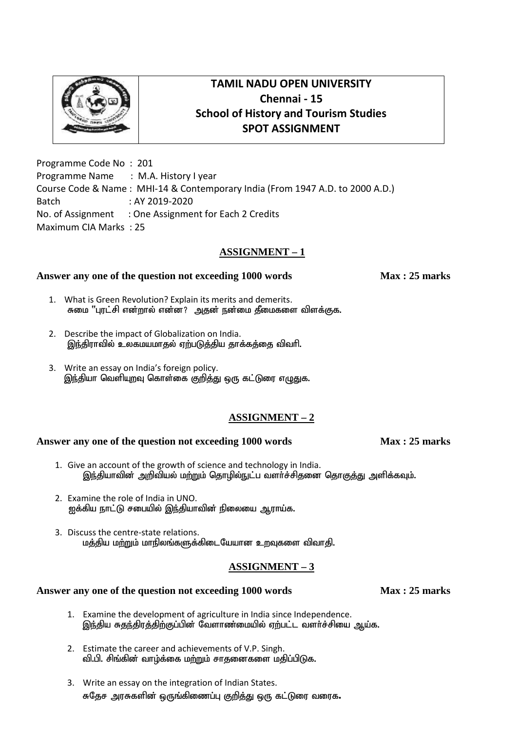# TAMIL NADU OPEN UNIVERSITY
## Chennai - 15
## School of History and Tourism Studies
## SPOT ASSIGNMENT

Programme Code No : 201
Programme Name : M.A. History I year
Course Code & Name : MHI-14 & Contemporary India (From 1947 A.D. to 2000 A.D.)
Batch : AY 2019-2020
No. of Assignment : One Assignment for Each 2 Credits
Maximum CIA Marks : 25

### ASSIGNMENT – 1

**Answer any one of the question not exceeding 1000 words Max : 25 marks**

1. What is Green Revolution? Explain its merits and demerits.
   சுமை "புரட்சி என்றால் என்ன? அதன் நன்மை தீமைகளை விளக்குக.

2. Describe the impact of Globalization on India.
   இந்திராவில் உலகமயமாதல் ஏற்படுத்திய தாக்கத்தை விவரி.

3. Write an essay on India's foreign policy.
   இந்தியா வெளியுறவு கொள்கை குறித்து ஒரு கட்டுரை எழுதுக.

### ASSIGNMENT – 2

**Answer any one of the question not exceeding 1000 words Max : 25 marks**

1. Give an account of the growth of science and technology in India.
   இந்தியாவின் அறிவியல் மற்றும் தொழில்நுட்ப வளர்ச்சிதனை தொகுத்து அளிக்கவும்.

2. Examine the role of India in UNO.
   ஐக்கிய நாட்டு சபையில் இந்தியாவின் நிலையை ஆராய்க.

3. Discuss the centre-state relations.
   மத்திய மற்றும் மாநிலங்களுக்கிடையேயான உறவுகளை விவாதி.

### ASSIGNMENT – 3

**Answer any one of the question not exceeding 1000 words Max : 25 marks**

1. Examine the development of agriculture in India since Independence.
   இந்திய சுதந்திரத்திற்குப்பின் வேளாண்மையில் ஏற்பட்ட வளர்ச்சியை ஆய்க.

2. Estimate the career and achievements of V.P. Singh.
   வி.பி. சிங்கின் வாழ்க்கை மற்றும் சாதனைகளை மதிப்பிடுக.

3. Write an essay on the integration of Indian States.
   சுதேச அரசுகளின் ஒருங்கிணைப்பு குறித்து ஒரு கட்டுரை வரைக.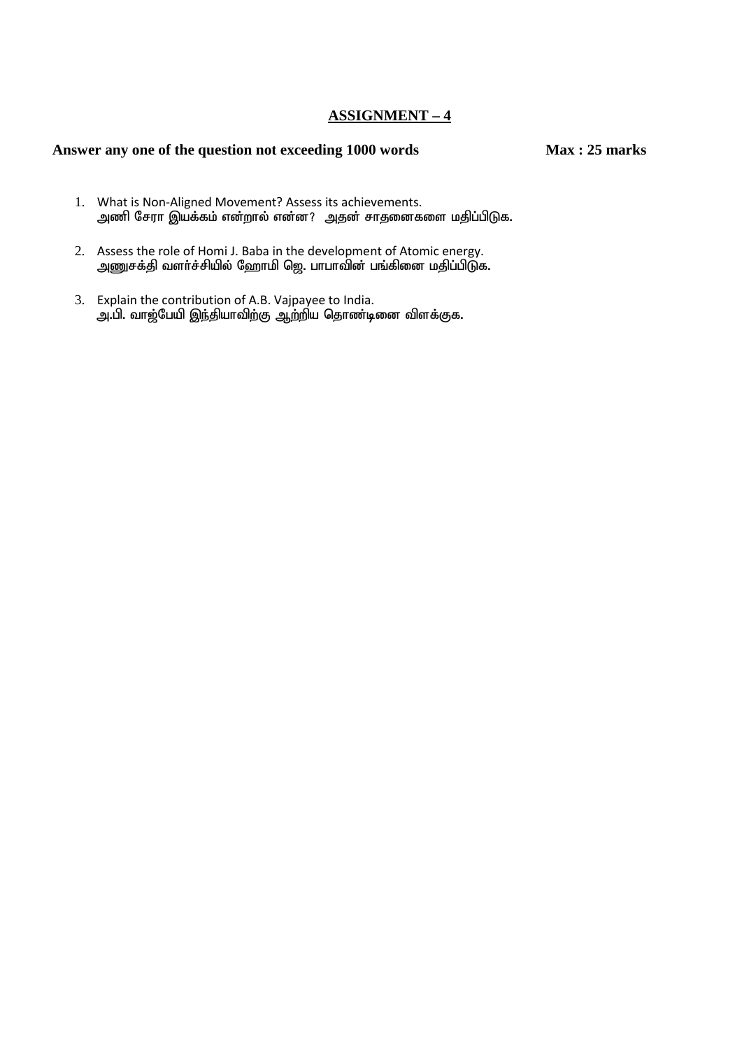## ASSIGNMENT – 4

**Answer any one of the question not exceeding 1000 words** **Max : 25 marks**

1. What is Non-Aligned Movement? Assess its achievements.
   அணி சேரா இயக்கம் என்றால் என்ன? அதன் சாதனைகளை மதிப்பிடுக.

2. Assess the role of Homi J. Baba in the development of Atomic energy.
   அணுசக்தி வளர்ச்சியில் ஹோமி ஜெ. பாபாவின் பங்கினை மதிப்பிடுக.

3. Explain the contribution of A.B. Vajpayee to India.
   அ.பி. வாஜ்பேயி இந்தியாவிற்கு ஆற்றிய தொண்டினை விளக்குக.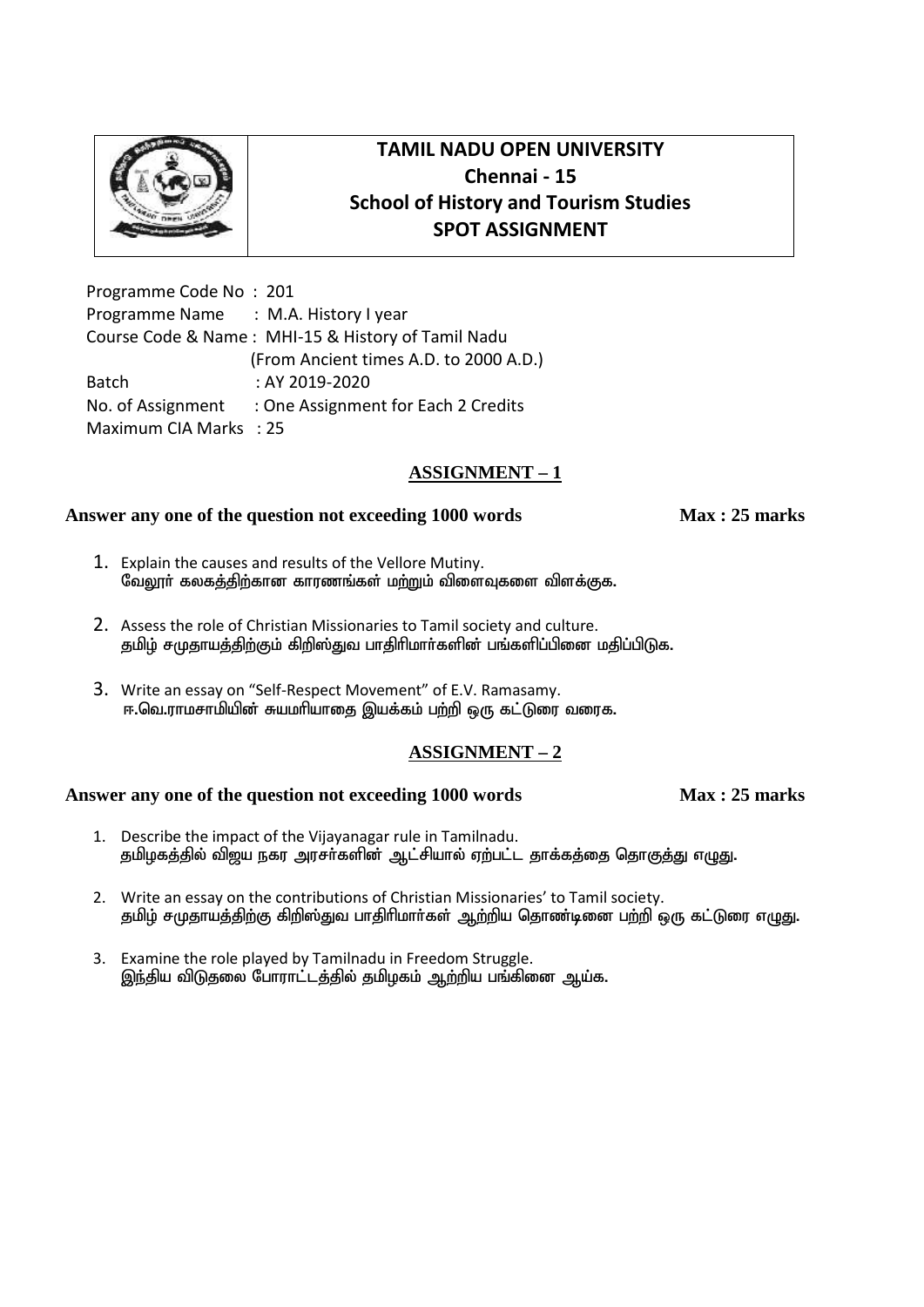# TAMIL NADU OPEN UNIVERSITY
## Chennai - 15
## School of History and Tourism Studies
## SPOT ASSIGNMENT

Programme Code No : 201
Programme Name : M.A. History I year
Course Code & Name : MHI-15 & History of Tamil Nadu
(From Ancient times A.D. to 2000 A.D.)
Batch : AY 2019-2020
No. of Assignment : One Assignment for Each 2 Credits
Maximum CIA Marks : 25

## ASSIGNMENT – 1

**Answer any one of the question not exceeding 1000 words** **Max : 25 marks**

1. Explain the causes and results of the Vellore Mutiny.
   **வேலூர் கலகத்திற்கான காரணங்கள் மற்றும் விளைவுகளை விளக்குக.**

2. Assess the role of Christian Missionaries to Tamil society and culture.
   **தமிழ் சமுதாயத்திற்கும் கிறிஸ்துவ பாதிரிமார்களின் பங்களிப்பினை மதிப்பிடுக.**

3. Write an essay on "Self-Respect Movement" of E.V. Ramasamy.
   **ஈ.வெ.ராமசாமியின் சுயமரியாதை இயக்கம் பற்றி ஒரு கட்டுரை வரைக.**

## ASSIGNMENT – 2

**Answer any one of the question not exceeding 1000 words** **Max : 25 marks**

1. Describe the impact of the Vijayanagar rule in Tamilnadu.
   **தமிழகத்தில் விஜய நகர அரசர்களின் ஆட்சியால் ஏற்பட்ட தாக்கத்தை தொகுத்து எழுது.**

2. Write an essay on the contributions of Christian Missionaries' to Tamil society.
   **தமிழ் சமுதாயத்திற்கு கிறிஸ்துவ பாதிரிமார்கள் ஆற்றிய தொண்டினை பற்றி ஒரு கட்டுரை எழுது.**

3. Examine the role played by Tamilnadu in Freedom Struggle.
   **இந்திய விடுதலை போராட்டத்தில் தமிழகம் ஆற்றிய பங்கினை ஆய்க.**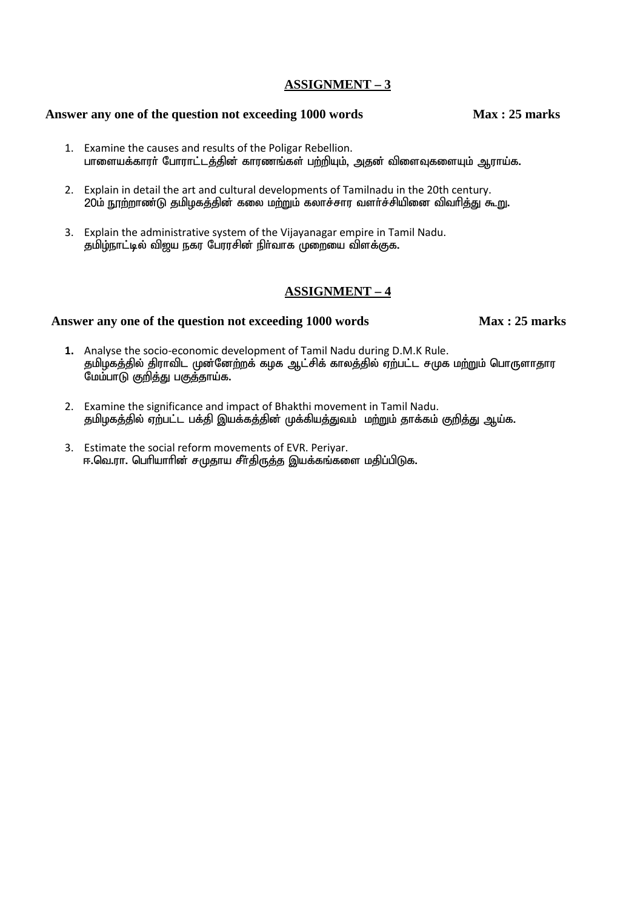## ASSIGNMENT – 3

**Answer any one of the question not exceeding 1000 words** **Max : 25 marks**

1. Examine the causes and results of the Poligar Rebellion.
   பாளையக்காரர் போராட்டத்தின் காரணங்கள் பற்றியும், அதன் விளைவுகளையும் ஆராய்க.

2. Explain in detail the art and cultural developments of Tamilnadu in the 20th century.
   20ம் நூற்றாண்டு தமிழகத்தின் கலை மற்றும் கலாச்சார வளர்ச்சியினை விவரித்து கூறு.

3. Explain the administrative system of the Vijayanagar empire in Tamil Nadu.
   தமிழ்நாட்டில் விஜய நகர பேரரசின் நிர்வாக முறையை விளக்குக.

## ASSIGNMENT – 4

**Answer any one of the question not exceeding 1000 words** **Max : 25 marks**

1. Analyse the socio-economic development of Tamil Nadu during D.M.K Rule.
   தமிழகத்தில் திராவிட முன்னேற்றக் கழக ஆட்சிக் காலத்தில் ஏற்பட்ட சமூக மற்றும் பொருளாதார மேம்பாடு குறித்து பகுத்தாய்க.

2. Examine the significance and impact of Bhakthi movement in Tamil Nadu.
   தமிழகத்தில் ஏற்பட்ட பக்தி இயக்கத்தின் முக்கியத்துவம் மற்றும் தாக்கம் குறித்து ஆய்க.

3. Estimate the social reform movements of EVR. Periyar.
   ஈ.வெ.ரா. பெரியாரின் சமுதாய சீர்திருத்த இயக்கங்களை மதிப்பிடுக.